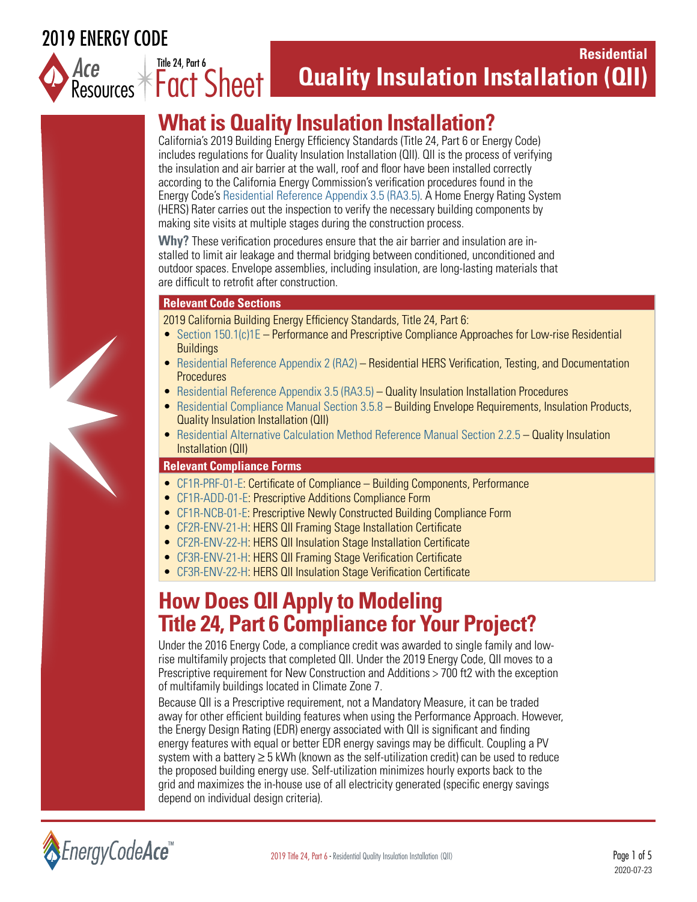2019 ENERGY CODE

Ace Resources | Title 24, Part 6 Fact Sheet

Residential

# Quality Insulation Installation (QII)

## What is Quality Insulation Installation?

California's 2019 Building Energy Efficiency Standards (Title 24, Part 6 or Energy Code) includes regulations for Quality Insulation Installation (QII). QII is the process of verifying the insulation and air barrier at the wall, roof and floor have been installed correctly according to the California Energy Commission's verification procedures found in the Energy Code's Residential Reference Appendix 3.5 (RA3.5). A Home Energy Rating System (HERS) Rater carries out the inspection to verify the necessary building components by making site visits at multiple stages during the construction process.

**Why?** These verification procedures ensure that the air barrier and insulation are installed to limit air leakage and thermal bridging between conditioned, unconditioned and outdoor spaces. Envelope assemblies, including insulation, are long-lasting materials that are difficult to retrofit after construction.

### Relevant Code Sections

2019 California Building Energy Efficiency Standards, Title 24, Part 6:

- Section 150.1(c)1E – Performance and Prescriptive Compliance Approaches for Low-rise Residential Buildings
- Residential Reference Appendix 2 (RA2) – Residential HERS Verification, Testing, and Documentation Procedures
- Residential Reference Appendix 3.5 (RA3.5) – Quality Insulation Installation Procedures
- Residential Compliance Manual Section 3.5.8 – Building Envelope Requirements, Insulation Products, Quality Insulation Installation (QII)
- Residential Alternative Calculation Method Reference Manual Section 2.2.5 – Quality Insulation Installation (QII)

### Relevant Compliance Forms

- CF1R-PRF-01-E: Certificate of Compliance – Building Components, Performance
- CF1R-ADD-01-E: Prescriptive Additions Compliance Form
- CF1R-NCB-01-E: Prescriptive Newly Constructed Building Compliance Form
- CF2R-ENV-21-H: HERS QII Framing Stage Installation Certificate
- CF2R-ENV-22-H: HERS QII Insulation Stage Installation Certificate
- CF3R-ENV-21-H: HERS QII Framing Stage Verification Certificate
- CF3R-ENV-22-H: HERS QII Insulation Stage Verification Certificate

## How Does QII Apply to Modeling Title 24, Part 6 Compliance for Your Project?

Under the 2016 Energy Code, a compliance credit was awarded to single family and low-rise multifamily projects that completed QII. Under the 2019 Energy Code, QII moves to a Prescriptive requirement for New Construction and Additions > 700 ft2 with the exception of multifamily buildings located in Climate Zone 7.

Because QII is a Prescriptive requirement, not a Mandatory Measure, it can be traded away for other efficient building features when using the Performance Approach. However, the Energy Design Rating (EDR) energy associated with QII is significant and finding energy features with equal or better EDR energy savings may be difficult. Coupling a PV system with a battery ≥ 5 kWh (known as the self-utilization credit) can be used to reduce the proposed building energy use. Self-utilization minimizes hourly exports back to the grid and maximizes the in-house use of all electricity generated (specific energy savings depend on individual design criteria).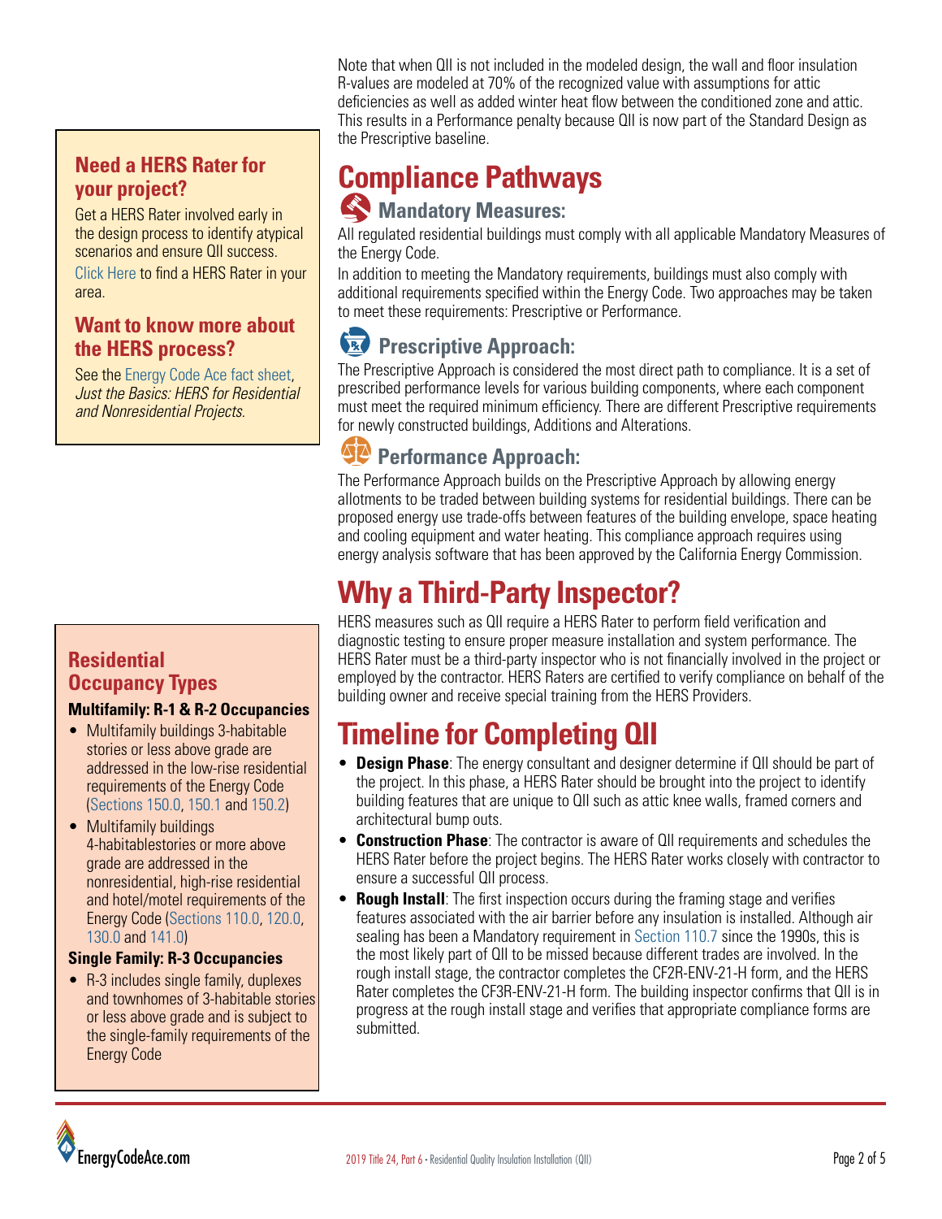Note that when QII is not included in the modeled design, the wall and floor insulation R-values are modeled at 70% of the recognized value with assumptions for attic deficiencies as well as added winter heat flow between the conditioned zone and attic. This results in a Performance penalty because QII is now part of the Standard Design as the Prescriptive baseline.

### Need a HERS Rater for your project?

Get a HERS Rater involved early in the design process to identify atypical scenarios and ensure QII success.

Click Here to find a HERS Rater in your area.

### Want to know more about the HERS process?

See the Energy Code Ace fact sheet, *Just the Basics: HERS for Residential and Nonresidential Projects*.

# Compliance Pathways

## Mandatory Measures:

All regulated residential buildings must comply with all applicable Mandatory Measures of the Energy Code.

In addition to meeting the Mandatory requirements, buildings must also comply with additional requirements specified within the Energy Code. Two approaches may be taken to meet these requirements: Prescriptive or Performance.

## Prescriptive Approach:

The Prescriptive Approach is considered the most direct path to compliance. It is a set of prescribed performance levels for various building components, where each component must meet the required minimum efficiency. There are different Prescriptive requirements for newly constructed buildings, Additions and Alterations.

## Performance Approach:

The Performance Approach builds on the Prescriptive Approach by allowing energy allotments to be traded between building systems for residential buildings. There can be proposed energy use trade-offs between features of the building envelope, space heating and cooling equipment and water heating. This compliance approach requires using energy analysis software that has been approved by the California Energy Commission.

# Why a Third-Party Inspector?

HERS measures such as QII require a HERS Rater to perform field verification and diagnostic testing to ensure proper measure installation and system performance. The HERS Rater must be a third-party inspector who is not financially involved in the project or employed by the contractor. HERS Raters are certified to verify compliance on behalf of the building owner and receive special training from the HERS Providers.

### Residential Occupancy Types

**Multifamily: R-1 & R-2 Occupancies**

- Multifamily buildings 3-habitable stories or less above grade are addressed in the low-rise residential requirements of the Energy Code (Sections 150.0, 150.1 and 150.2)
- Multifamily buildings 4-habitablestories or more above grade are addressed in the nonresidential, high-rise residential and hotel/motel requirements of the Energy Code (Sections 110.0, 120.0, 130.0 and 141.0)

**Single Family: R-3 Occupancies**

- R-3 includes single family, duplexes and townhomes of 3-habitable stories or less above grade and is subject to the single-family requirements of the Energy Code

# Timeline for Completing QII

- **Design Phase**: The energy consultant and designer determine if QII should be part of the project. In this phase, a HERS Rater should be brought into the project to identify building features that are unique to QII such as attic knee walls, framed corners and architectural bump outs.
- **Construction Phase**: The contractor is aware of QII requirements and schedules the HERS Rater before the project begins. The HERS Rater works closely with contractor to ensure a successful QII process.
- **Rough Install**: The first inspection occurs during the framing stage and verifies features associated with the air barrier before any insulation is installed. Although air sealing has been a Mandatory requirement in Section 110.7 since the 1990s, this is the most likely part of QII to be missed because different trades are involved. In the rough install stage, the contractor completes the CF2R-ENV-21-H form, and the HERS Rater completes the CF3R-ENV-21-H form. The building inspector confirms that QII is in progress at the rough install stage and verifies that appropriate compliance forms are submitted.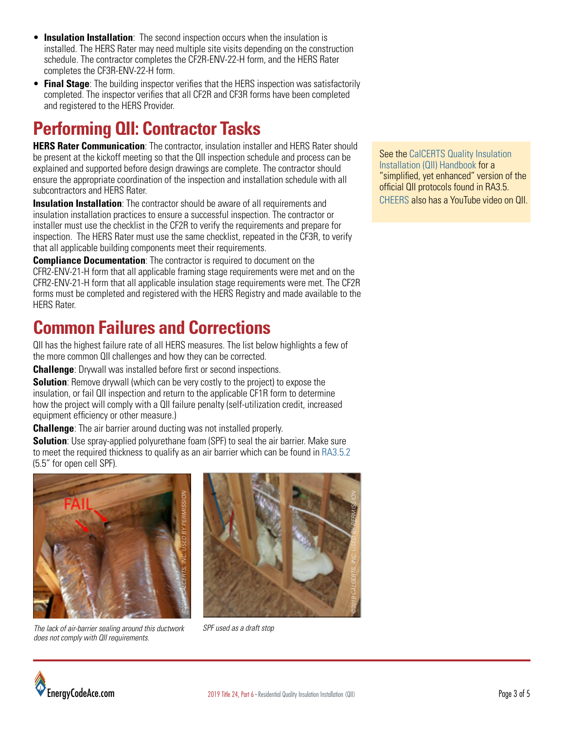- **Insulation Installation**: The second inspection occurs when the insulation is installed. The HERS Rater may need multiple site visits depending on the construction schedule. The contractor completes the CF2R-ENV-22-H form, and the HERS Rater completes the CF3R-ENV-22-H form.
- **Final Stage**: The building inspector verifies that the HERS inspection was satisfactorily completed. The inspector verifies that all CF2R and CF3R forms have been completed and registered to the HERS Provider.

# Performing QII: Contractor Tasks

**HERS Rater Communication**: The contractor, insulation installer and HERS Rater should be present at the kickoff meeting so that the QII inspection schedule and process can be explained and supported before design drawings are complete. The contractor should ensure the appropriate coordination of the inspection and installation schedule with all subcontractors and HERS Rater.

**Insulation Installation**: The contractor should be aware of all requirements and insulation installation practices to ensure a successful inspection. The contractor or installer must use the checklist in the CF2R to verify the requirements and prepare for inspection. The HERS Rater must use the same checklist, repeated in the CF3R, to verify that all applicable building components meet their requirements.

**Compliance Documentation**: The contractor is required to document on the CFR2-ENV-21-H form that all applicable framing stage requirements were met and on the CFR2-ENV-21-H form that all applicable insulation stage requirements were met. The CF2R forms must be completed and registered with the HERS Registry and made available to the HERS Rater.

See the CalCERTS Quality Insulation Installation (QII) Handbook for a "simplified, yet enhanced" version of the official QII protocols found in RA3.5.

CHEERS also has a YouTube video on QII.

# Common Failures and Corrections

QII has the highest failure rate of all HERS measures. The list below highlights a few of the more common QII challenges and how they can be corrected.

**Challenge**: Drywall was installed before first or second inspections.

**Solution**: Remove drywall (which can be very costly to the project) to expose the insulation, or fail QII inspection and return to the applicable CF1R form to determine how the project will comply with a QII failure penalty (self-utilization credit, increased equipment efficiency or other measure.)

**Challenge**: The air barrier around ducting was not installed properly.

**Solution**: Use spray-applied polyurethane foam (SPF) to seal the air barrier. Make sure to meet the required thickness to qualify as an air barrier which can be found in RA3.5.2 (5.5" for open cell SPF).

*The lack of air-barrier sealing around this ductwork does not comply with QII requirements.*

*SPF used as a draft stop*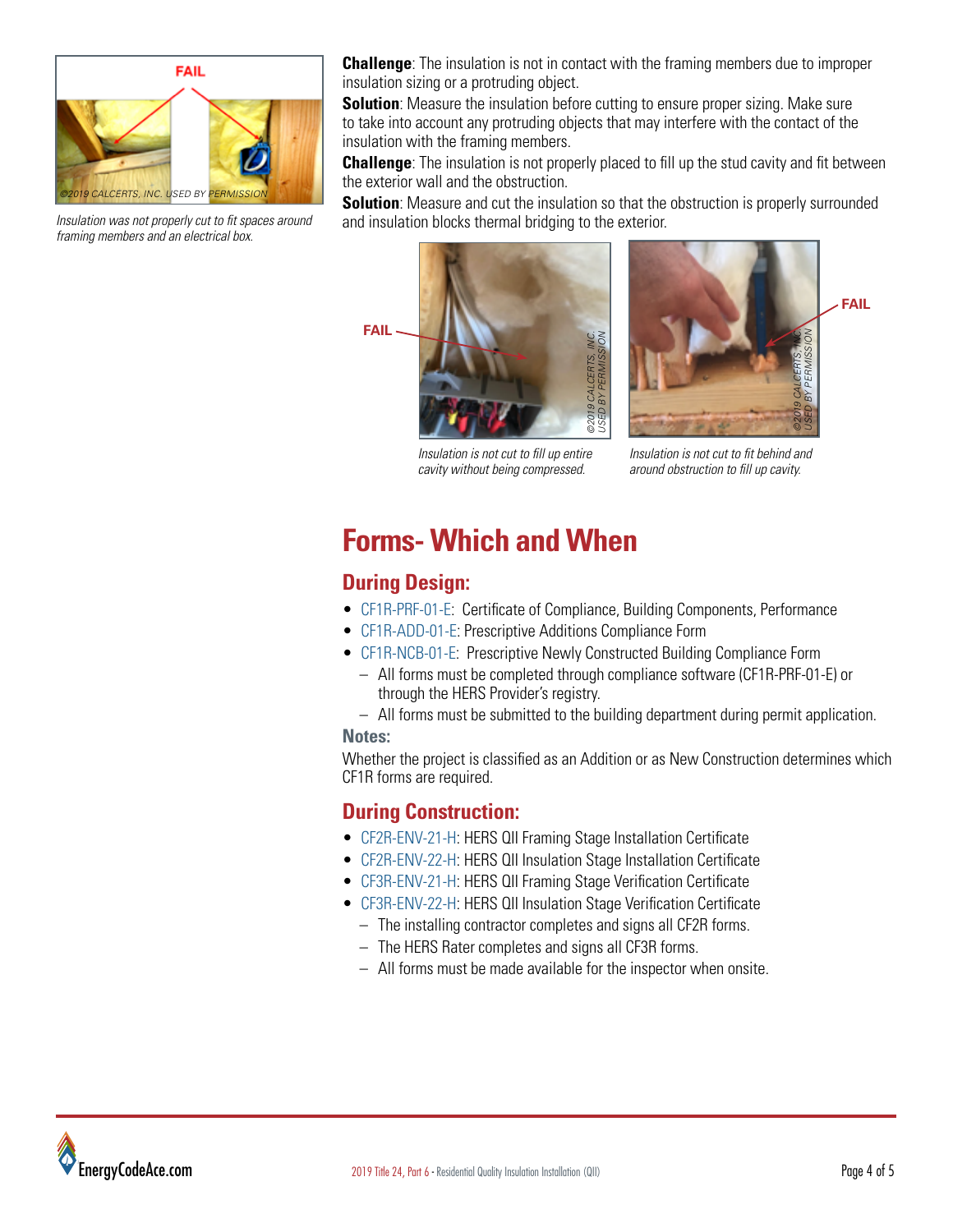*Insulation was not properly cut to fit spaces around framing members and an electrical box.*

**Challenge**: The insulation is not in contact with the framing members due to improper insulation sizing or a protruding object.

**Solution**: Measure the insulation before cutting to ensure proper sizing. Make sure to take into account any protruding objects that may interfere with the contact of the insulation with the framing members.

**Challenge**: The insulation is not properly placed to fill up the stud cavity and fit between the exterior wall and the obstruction.

**Solution**: Measure and cut the insulation so that the obstruction is properly surrounded and insulation blocks thermal bridging to the exterior.

*Insulation is not cut to fill up entire cavity without being compressed.*

*Insulation is not cut to fit behind and around obstruction to fill up cavity.*

## Forms- Which and When

### During Design:

- CF1R-PRF-01-E: Certificate of Compliance, Building Components, Performance
- CF1R-ADD-01-E: Prescriptive Additions Compliance Form
- CF1R-NCB-01-E: Prescriptive Newly Constructed Building Compliance Form
  - All forms must be completed through compliance software (CF1R-PRF-01-E) or through the HERS Provider's registry.
  - All forms must be submitted to the building department during permit application.

**Notes:**

Whether the project is classified as an Addition or as New Construction determines which CF1R forms are required.

### During Construction:

- CF2R-ENV-21-H: HERS QII Framing Stage Installation Certificate
- CF2R-ENV-22-H: HERS QII Insulation Stage Installation Certificate
- CF3R-ENV-21-H: HERS QII Framing Stage Verification Certificate
- CF3R-ENV-22-H: HERS QII Insulation Stage Verification Certificate
  - The installing contractor completes and signs all CF2R forms.
  - The HERS Rater completes and signs all CF3R forms.
  - All forms must be made available for the inspector when onsite.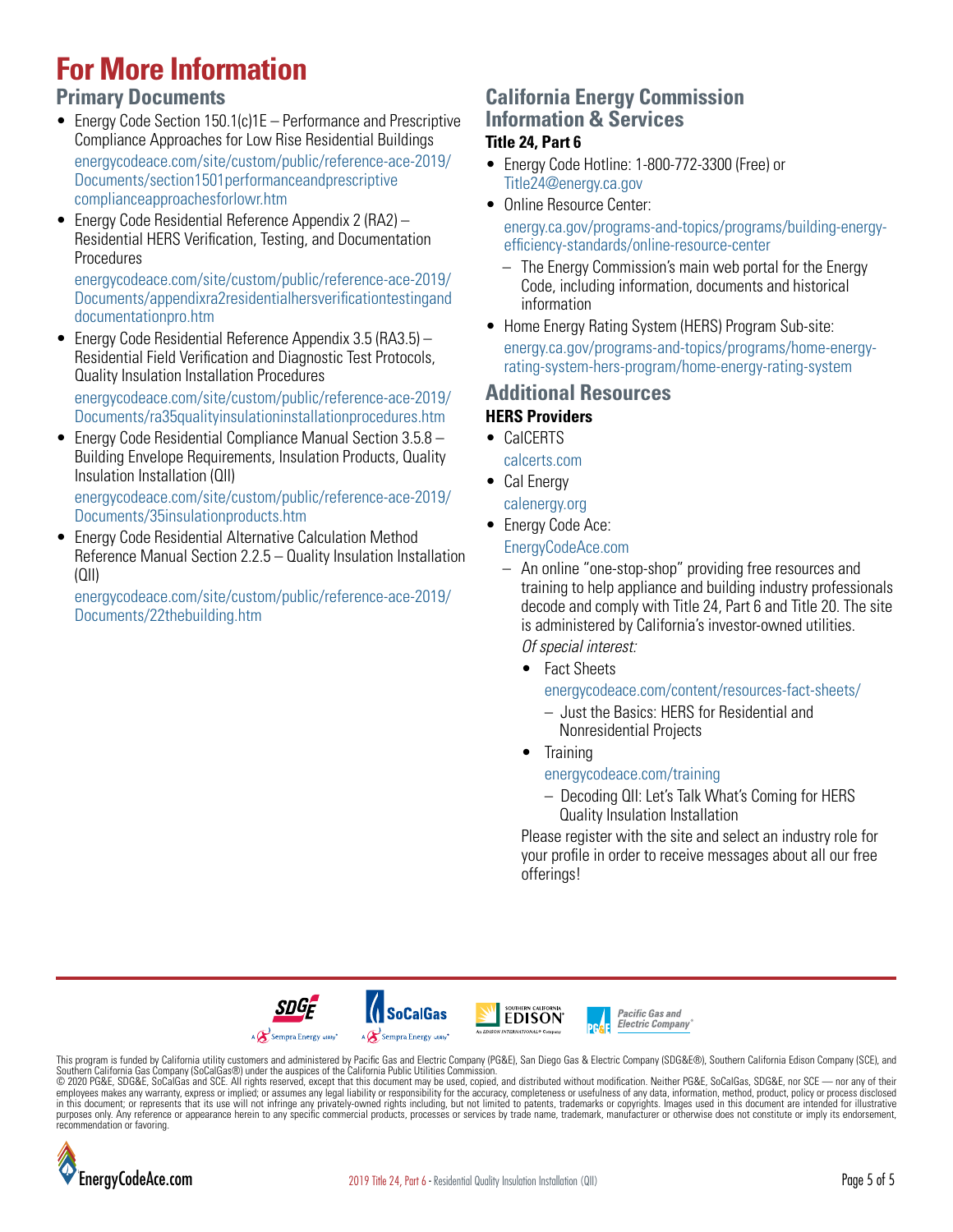# For More Information

## Primary Documents

- Energy Code Section 150.1(c)1E – Performance and Prescriptive Compliance Approaches for Low Rise Residential Buildings
  energycodeace.com/site/custom/public/reference-ace-2019/Documents/section1501performanceandprescriptivecomplianceapproachesforlowr.htm
- Energy Code Residential Reference Appendix 2 (RA2) – Residential HERS Verification, Testing, and Documentation Procedures
  energycodeace.com/site/custom/public/reference-ace-2019/Documents/appendixra2residentialhersverificationtestinganddocumentationpro.htm
- Energy Code Residential Reference Appendix 3.5 (RA3.5) – Residential Field Verification and Diagnostic Test Protocols, Quality Insulation Installation Procedures
  energycodeace.com/site/custom/public/reference-ace-2019/Documents/ra35qualityinsulationinstallationprocedures.htm
- Energy Code Residential Compliance Manual Section 3.5.8 – Building Envelope Requirements, Insulation Products, Quality Insulation Installation (QII)
  energycodeace.com/site/custom/public/reference-ace-2019/Documents/35insulationproducts.htm
- Energy Code Residential Alternative Calculation Method Reference Manual Section 2.2.5 – Quality Insulation Installation (QII)
  energycodeace.com/site/custom/public/reference-ace-2019/Documents/22thebuilding.htm

## California Energy Commission Information & Services

### Title 24, Part 6

- Energy Code Hotline: 1-800-772-3300 (Free) or Title24@energy.ca.gov
- Online Resource Center:
  energy.ca.gov/programs-and-topics/programs/building-energy-efficiency-standards/online-resource-center
  - The Energy Commission's main web portal for the Energy Code, including information, documents and historical information
- Home Energy Rating System (HERS) Program Sub-site:
  energy.ca.gov/programs-and-topics/programs/home-energy-rating-system-hers-program/home-energy-rating-system

## Additional Resources

### HERS Providers

- CalCERTS
  calcerts.com
- Cal Energy
  calenergy.org
- Energy Code Ace:
  EnergyCodeAce.com
  - An online "one-stop-shop" providing free resources and training to help appliance and building industry professionals decode and comply with Title 24, Part 6 and Title 20. The site is administered by California's investor-owned utilities.
    *Of special interest:*
    - Fact Sheets
      energycodeace.com/content/resources-fact-sheets/
      - Just the Basics: HERS for Residential and Nonresidential Projects
    - Training
      energycodeace.com/training
      - Decoding QII: Let's Talk What's Coming for HERS Quality Insulation Installation

    Please register with the site and select an industry role for your profile in order to receive messages about all our free offerings!

This program is funded by California utility customers and administered by Pacific Gas and Electric Company (PG&E), San Diego Gas & Electric Company (SDG&E®), Southern California Edison Company (SCE), and Southern California Gas Company (SoCalGas®) under the auspices of the California Public Utilities Commission.

© 2020 PG&E, SDG&E, SoCalGas and SCE. All rights reserved, except that this document may be used, copied, and distributed without modification. Neither PG&E, SoCalGas, SDG&E, nor SCE — nor any of their employees makes any warranty, express or implied; or assumes any legal liability or responsibility for the accuracy, completeness or usefulness of any data, information, method, product, policy or process disclosed in this document; or represents that its use will not infringe any privately-owned rights including, but not limited to patents, trademarks or copyrights. Images used in this document are intended for illustrative purposes only. Any reference or appearance herein to any specific commercial products, processes or services by trade name, trademark, manufacturer or otherwise does not constitute or imply its endorsement, recommendation or favoring.